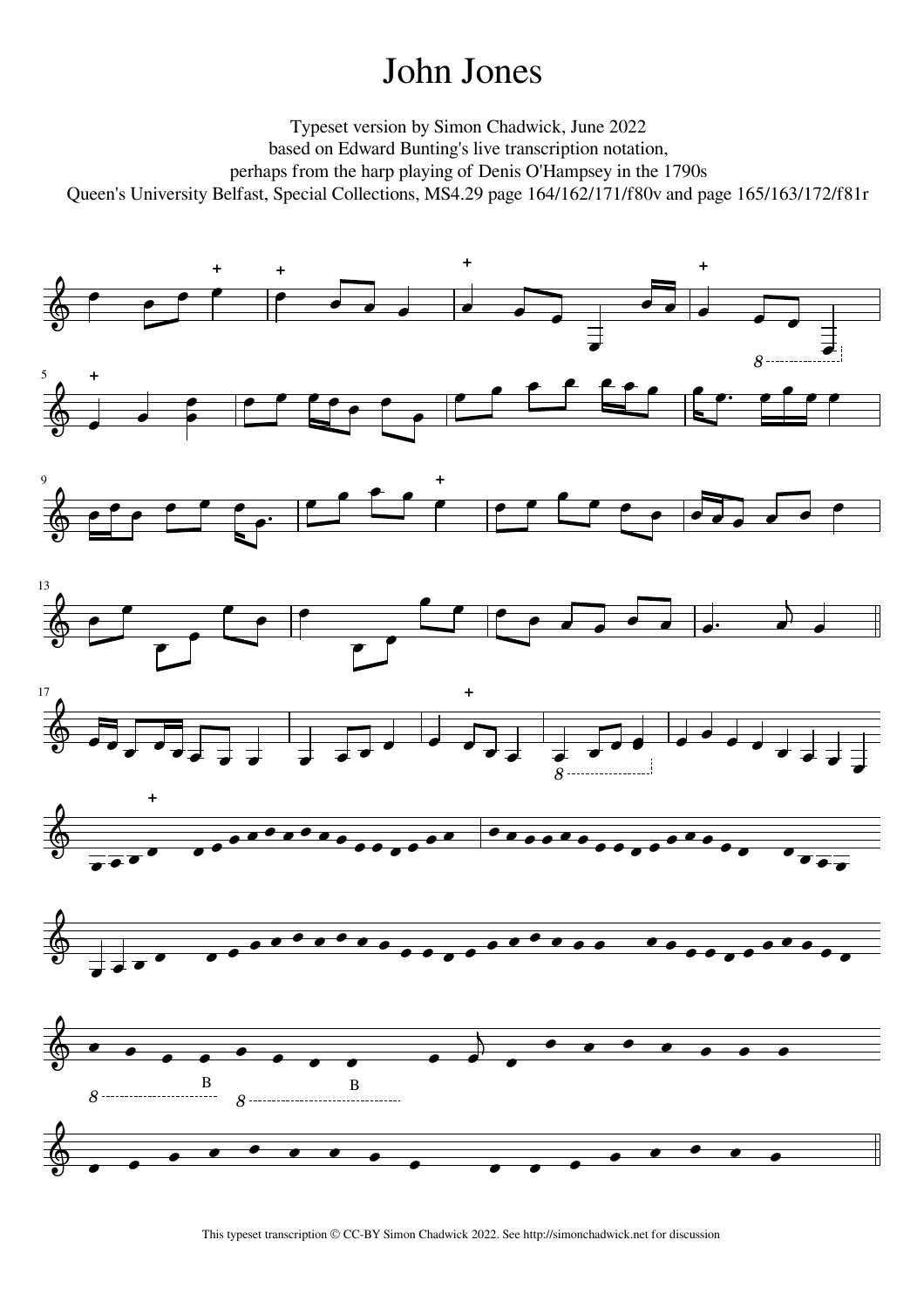# John Jones

Typeset version by Simon Chadwick, June 2022
based on Edward Bunting's live transcription notation,
perhaps from the harp playing of Denis O'Hampsey in the 1790s
Queen's University Belfast, Special Collections, MS4.29 page 164/162/171/f80v and page 165/163/172/f81r

This typeset transcription © CC-BY Simon Chadwick 2022. See http://simonchadwick.net for discussion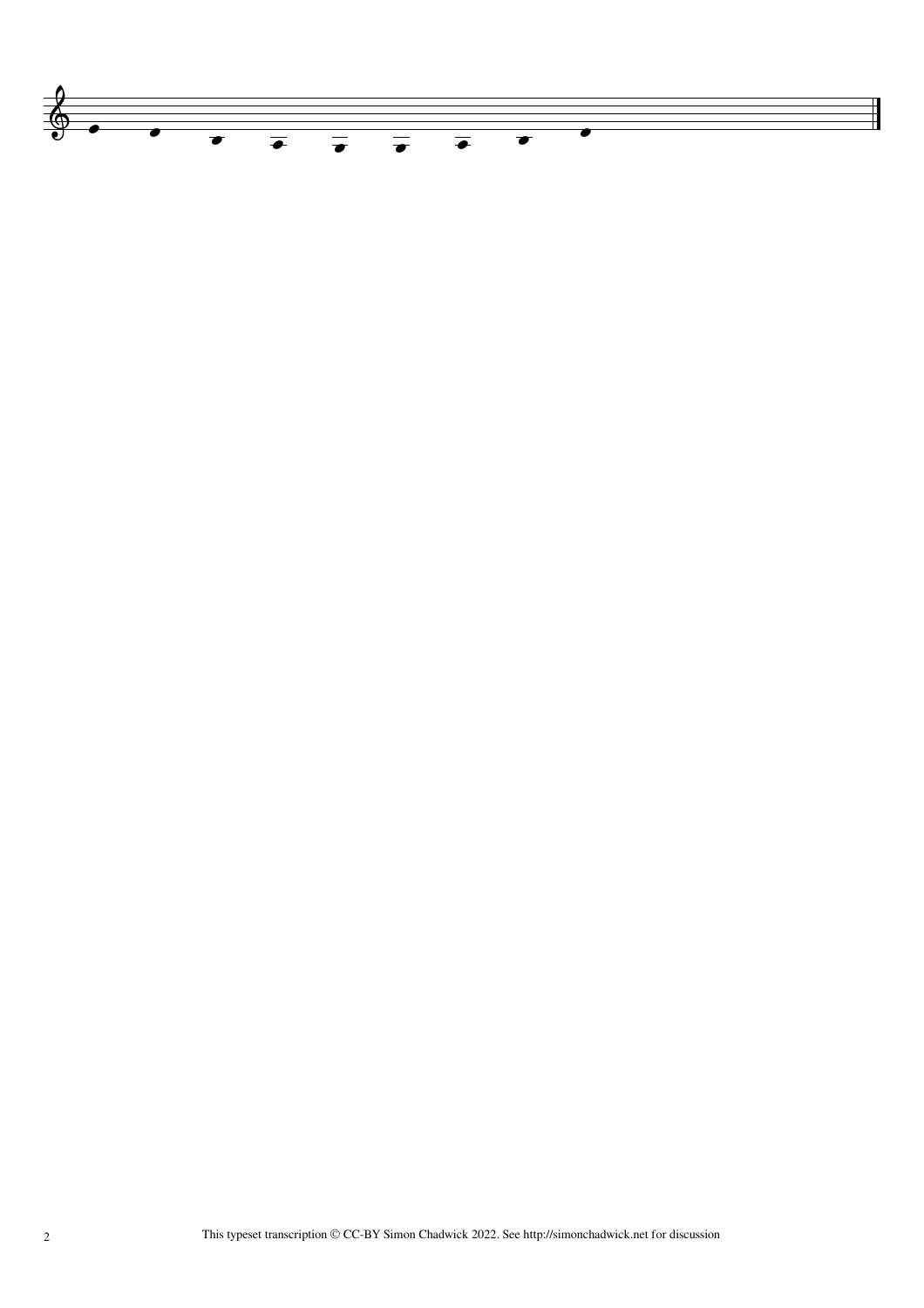This typeset transcription © CC-BY Simon Chadwick 2022. See http://simonchadwick.net for discussion